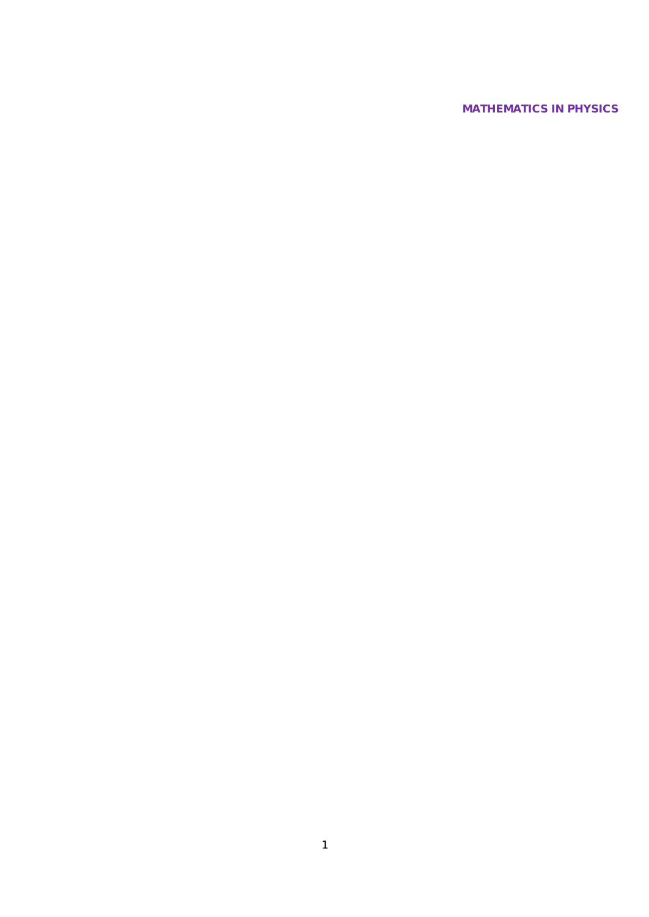**MATHEMATICS IN PHYSICS**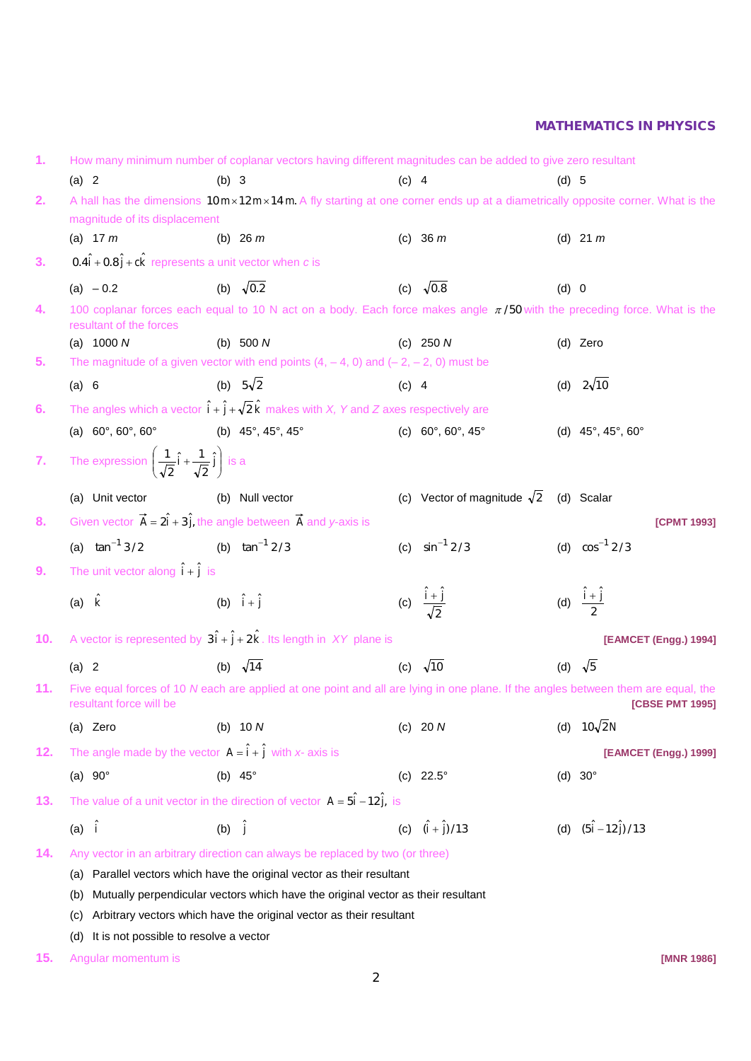## MATHEMATICS IN PHYSICS

**1.** How many minimum number of coplanar vectors having different magnitudes can be added to give zero resultant

(a) 2 (b) 3 (c) 4 (d) 5

**2.** A hall has the dimensions $10\,m \times 12\,m \times 14\,m$. A fly starting at one corner ends up at a diametrically opposite corner. What is the magnitude of its displacement

(a) 17 *m* (b) 26 *m* (c) 36 *m* (d) 21 *m*

**3.** $0.4\hat{i} + 0.8\hat{j} + c\hat{k}$ represents a unit vector when *c* is

(a) $-0.2$ (b) $\sqrt{0.2}$ (c) $\sqrt{0.8}$ (d) 0

**4.** 100 coplanar forces each equal to 10 N act on a body. Each force makes angle $\pi/50$ with the preceding force. What is the resultant of the forces

(a) 1000 *N* (b) 500 *N* (c) 250 *N* (d) Zero

**5.** The magnitude of a given vector with end points (4, – 4, 0) and (– 2, – 2, 0) must be

(a) 6 (b) $5\sqrt{2}$ (c) 4 (d) $2\sqrt{10}$

**6.** The angles which a vector $\hat{i} + \hat{j} + \sqrt{2}\,\hat{k}$ makes with *X, Y* and *Z* axes respectively are

(a) 60°, 60°, 60° (b) 45°, 45°, 45° (c) 60°, 60°, 45° (d) 45°, 45°, 60°

**7.** The expression $\left(\frac{1}{\sqrt{2}}\hat{i} + \frac{1}{\sqrt{2}}\hat{j}\right)$ is a

(a) Unit vector (b) Null vector (c) Vector of magnitude $\sqrt{2}$ (d) Scalar

**8.** Given vector $\vec{A} = 2\hat{i} + 3\hat{j}$, the angle between $\vec{A}$ and *y*-axis is **[CPMT 1993]**

(a) $\tan^{-1} 3/2$ (b) $\tan^{-1} 2/3$ (c) $\sin^{-1} 2/3$ (d) $\cos^{-1} 2/3$

**9.** The unit vector along $\hat{i} + \hat{j}$ is

(a) $\hat{k}$ (b) $\hat{i} + \hat{j}$ (c) $\frac{\hat{i} + \hat{j}}{\sqrt{2}}$ (d) $\frac{\hat{i} + \hat{j}}{2}$

**10.** A vector is represented by $3\hat{i} + \hat{j} + 2\hat{k}$. Its length in *XY* plane is **[EAMCET (Engg.) 1994]**

(a) 2 (b) $\sqrt{14}$ (c) $\sqrt{10}$ (d) $\sqrt{5}$

**11.** Five equal forces of 10 *N* each are applied at one point and all are lying in one plane. If the angles between them are equal, the resultant force will be **[CBSE PMT 1995]**

(a) Zero (b) 10 *N* (c) 20 *N* (d) $10\sqrt{2}$N

**12.** The angle made by the vector $A = \hat{i} + \hat{j}$ with *x*- axis is **[EAMCET (Engg.) 1999]**

(a) 90° (b) 45° (c) 22.5° (d) 30°

**13.** The value of a unit vector in the direction of vector $A = 5\hat{i} - 12\hat{j}$, is

(a) $\hat{i}$ (b) $\hat{j}$ (c) $(\hat{i} + \hat{j})/13$ (d) $(5\hat{i} - 12\hat{j})/13$

**14.** Any vector in an arbitrary direction can always be replaced by two (or three)

(a) Parallel vectors which have the original vector as their resultant

(b) Mutually perpendicular vectors which have the original vector as their resultant

(c) Arbitrary vectors which have the original vector as their resultant

(d) It is not possible to resolve a vector

**15.** Angular momentum is **[MNR 1986]**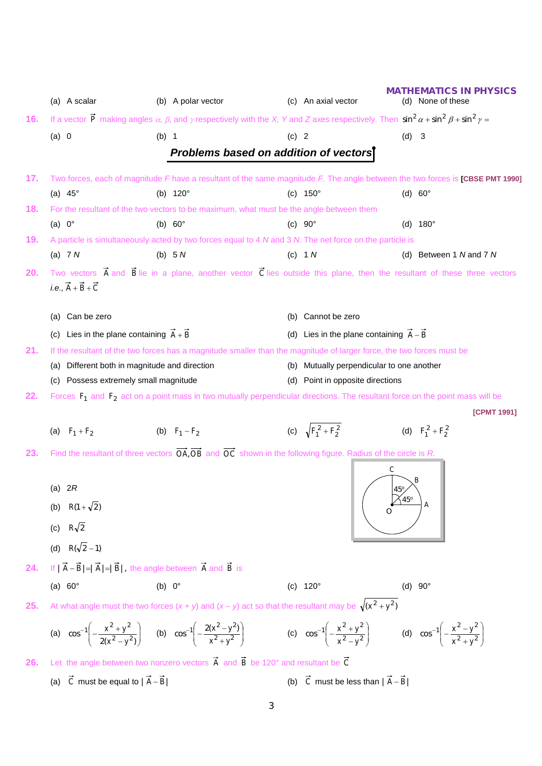(a) A scalar (b) A polar vector (c) An axial vector (d) None of these

**16.** If a vector $\vec{P}$ making angles $\alpha$, $\beta$, and $\gamma$ respectively with the $X$, $Y$ and $Z$ axes respectively. Then $\sin^2\alpha + \sin^2\beta + \sin^2\gamma =$

(a) 0 (b) 1 (c) 2 (d) 3

## Problems based on addition of vectors

**17.** Two forces, each of magnitude $F$ have a resultant of the same magnitude $F$. The angle between the two forces is **[CBSE PMT 1990]**

(a) 45° (b) 120° (c) 150° (d) 60°

**18.** For the resultant of the two vectors to be maximum, what must be the angle between them

(a) 0° (b) 60° (c) 90° (d) 180°

**19.** A particle is simultaneously acted by two forces equal to 4 $N$ and 3 $N$. The net force on the particle is

(a) 7 $N$ (b) 5 $N$ (c) 1 $N$ (d) Between 1 $N$ and 7 $N$

**20.** Two vectors $\vec{A}$ and $\vec{B}$ lie in a plane, another vector $\vec{C}$ lies outside this plane, then the resultant of these three vectors *i.e.*, $\vec{A} + \vec{B} + \vec{C}$

(a) Can be zero (b) Cannot be zero

(c) Lies in the plane containing $\vec{A} + \vec{B}$ (d) Lies in the plane containing $\vec{A} - \vec{B}$

**21.** If the resultant of the two forces has a magnitude smaller than the magnitude of larger force, the two forces must be

(a) Different both in magnitude and direction (b) Mutually perpendicular to one another

(c) Possess extremely small magnitude (d) Point in opposite directions

**22.** Forces $F_1$ and $F_2$ act on a point mass in two mutually perpendicular directions. The resultant force on the point mass will be **[CPMT 1991]**

(a) $F_1 + F_2$ (b) $F_1 - F_2$ (c) $\sqrt{F_1^2 + F_2^2}$ (d) $F_1^2 + F_2^2$

**23.** Find the resultant of three vectors $\overrightarrow{OA}, \overrightarrow{OB}$ and $\overrightarrow{OC}$ shown in the following figure. Radius of the circle is $R$.

(a) $2R$

(b) $R(1+\sqrt{2})$

(c) $R\sqrt{2}$

(d) $R(\sqrt{2}-1)$

**24.** If $|\vec{A} - \vec{B}| = |\vec{A}| = |\vec{B}|$, the angle between $\vec{A}$ and $\vec{B}$ is

(a) 60° (b) 0° (c) 120° (d) 90°

**25.** At what angle must the two forces $(x + y)$ and $(x - y)$ act so that the resultant may be $\sqrt{(x^2 + y^2)}$

(a) $\cos^{-1}\left(-\frac{x^2+y^2}{2(x^2-y^2)}\right)$ (b) $\cos^{-1}\left(-\frac{2(x^2-y^2)}{x^2+y^2}\right)$ (c) $\cos^{-1}\left(-\frac{x^2+y^2}{x^2-y^2}\right)$ (d) $\cos^{-1}\left(-\frac{x^2-y^2}{x^2+y^2}\right)$

**26.** Let the angle between two nonzero vectors $\vec{A}$ and $\vec{B}$ be 120° and resultant be $\vec{C}$

(a) $\vec{C}$ must be equal to $|\vec{A} - \vec{B}|$ (b) $\vec{C}$ must be less than $|\vec{A} - \vec{B}|$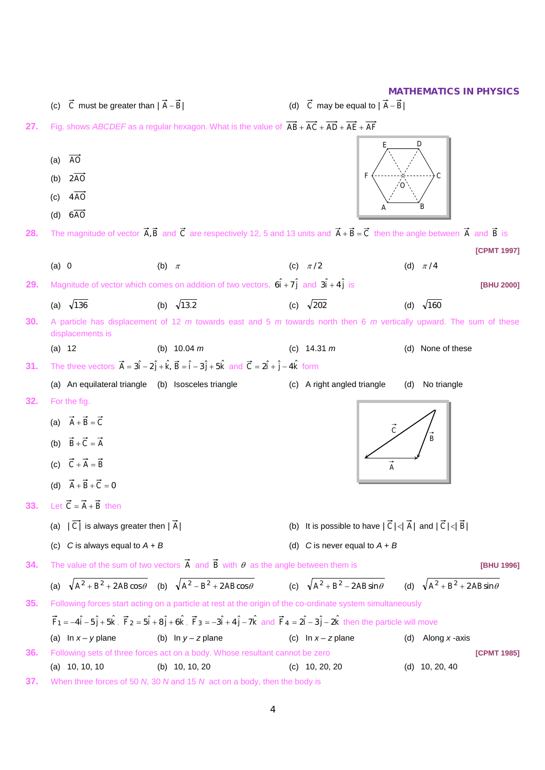(c) $\vec{C}$ must be greater than $|\vec{A} - \vec{B}|$

(d) $\vec{C}$ may be equal to $|\vec{A} - \vec{B}|$

**27.** Fig. shows *ABCDEF* as a regular hexagon. What is the value of $\overrightarrow{AB} + \overrightarrow{AC} + \overrightarrow{AD} + \overrightarrow{AE} + \overrightarrow{AF}$

(a) $\overrightarrow{AO}$

(b) $2\overrightarrow{AO}$

(c) $4\overrightarrow{AO}$

(d) $6\overrightarrow{AO}$

**28.** The magnitude of vector $\vec{A}, \vec{B}$ and $\vec{C}$ are respectively 12, 5 and 13 units and $\vec{A} + \vec{B} = \vec{C}$ then the angle between $\vec{A}$ and $\vec{B}$ is **[CPMT 1997]**

(a) 0 (b) $\pi$ (c) $\pi/2$ (d) $\pi/4$

**29.** Magnitude of vector which comes on addition of two vectors, $6\hat{i} + 7\hat{j}$ and $3\hat{i} + 4\hat{j}$ is **[BHU 2000]**

(a) $\sqrt{136}$ (b) $\sqrt{13.2}$ (c) $\sqrt{202}$ (d) $\sqrt{160}$

**30.** A particle has displacement of 12 *m* towards east and 5 *m* towards north then 6 *m* vertically upward. The sum of these displacements is

(a) 12 (b) 10.04 *m* (c) 14.31 *m* (d) None of these

**31.** The three vectors $\vec{A} = 3\hat{i} - 2\hat{j} + \hat{k}$, $\vec{B} = \hat{i} - 3\hat{j} + 5\hat{k}$ and $\vec{C} = 2\hat{i} + \hat{j} - 4\hat{k}$ form

(a) An equilateral triangle (b) Isosceles triangle (c) A right angled triangle (d) No triangle

**32.** For the fig.

(a) $\vec{A} + \vec{B} = \vec{C}$

(b) $\vec{B} + \vec{C} = \vec{A}$

(c) $\vec{C} + \vec{A} = \vec{B}$

(d) $\vec{A} + \vec{B} + \vec{C} = 0$

**33.** Let $\vec{C} = \vec{A} + \vec{B}$ then

(a) $|\vec{C}|$ is always greater then $|\vec{A}|$

(b) It is possible to have $|\vec{C}| < |\vec{A}|$ and $|\vec{C}| < |\vec{B}|$

(c) *C* is always equal to *A* + *B*

(d) *C* is never equal to *A* + *B*

**34.** The value of the sum of two vectors $\vec{A}$ and $\vec{B}$ with $\theta$ as the angle between them is **[BHU 1996]**

(a) $\sqrt{A^2 + B^2 + 2AB\cos\theta}$ (b) $\sqrt{A^2 - B^2 + 2AB\cos\theta}$ (c) $\sqrt{A^2 + B^2 - 2AB\sin\theta}$ (d) $\sqrt{A^2 + B^2 + 2AB\sin\theta}$

**35.** Following forces start acting on a particle at rest at the origin of the co-ordinate system simultaneously

$\vec{F}_1 = -4\hat{i} - 5\hat{j} + 5\hat{k}$, $\vec{F}_2 = 5\hat{i} + 8\hat{j} + 6\hat{k}$, $\vec{F}_3 = -3\hat{i} + 4\hat{j} - 7\hat{k}$ and $\vec{F}_4 = 2\hat{i} - 3\hat{j} - 2\hat{k}$ then the particle will move

(a) In $x - y$ plane (b) In $y - z$ plane (c) In $x - z$ plane (d) Along $x$ -axis

**36.** Following sets of three forces act on a body. Whose resultant cannot be zero **[CPMT 1985]**

(a) 10, 10, 10 (b) 10, 10, 20 (c) 10, 20, 20 (d) 10, 20, 40

**37.** When three forces of 50 *N*, 30 *N* and 15 *N* act on a body, then the body is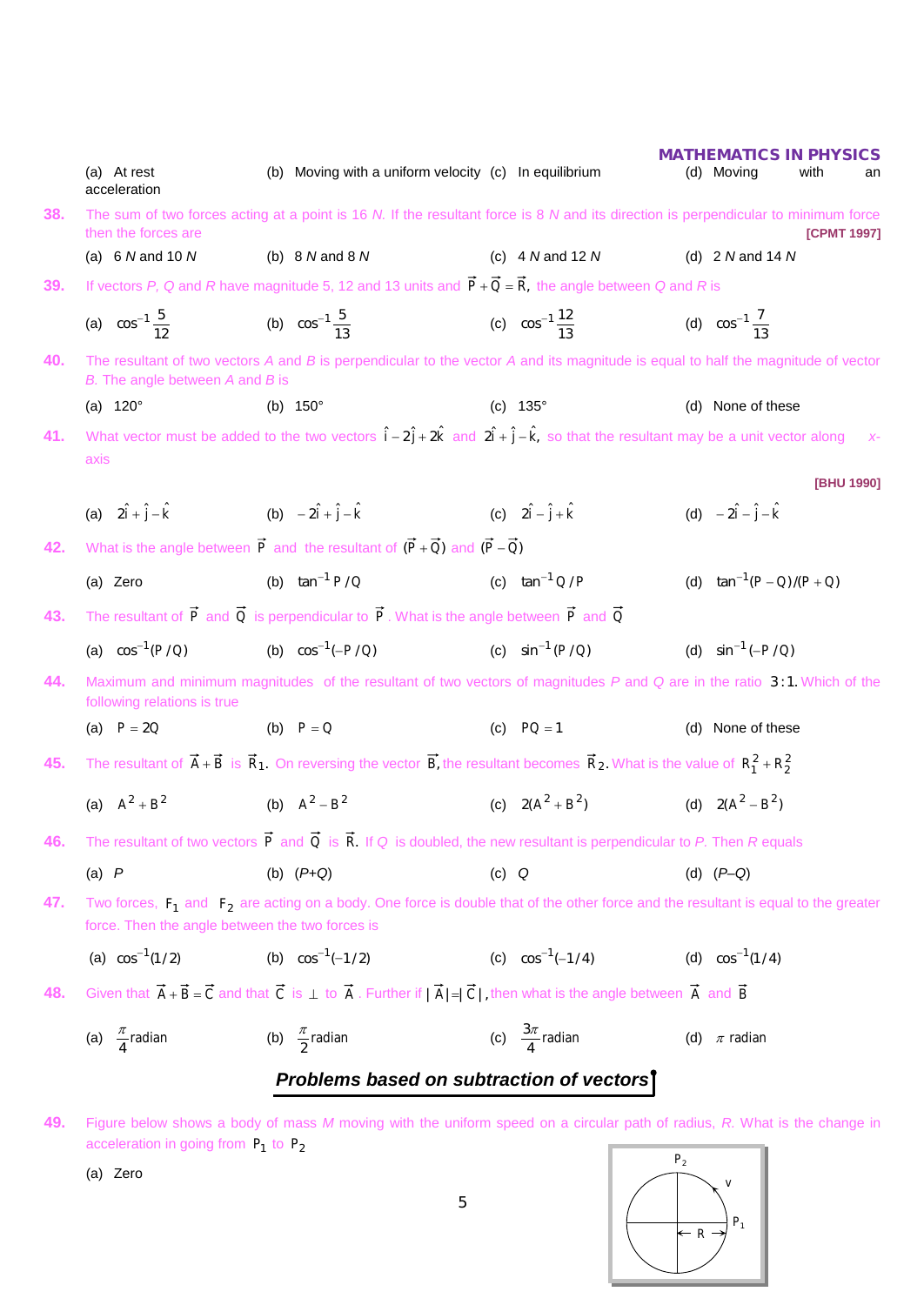(a) At rest (b) Moving with a uniform velocity (c) In equilibrium (d) Moving with an acceleration

**38.** The sum of two forces acting at a point is 16 *N*. If the resultant force is 8 *N* and its direction is perpendicular to minimum force then the forces are **[CPMT 1997]**

(a) 6 *N* and 10 *N* (b) 8 *N* and 8 *N* (c) 4 *N* and 12 *N* (d) 2 *N* and 14 *N*

**39.** If vectors *P*, *Q* and *R* have magnitude 5, 12 and 13 units and $\vec{P}+\vec{Q}=\vec{R}$, the angle between *Q* and *R* is

(a) $\cos^{-1}\frac{5}{12}$ (b) $\cos^{-1}\frac{5}{13}$ (c) $\cos^{-1}\frac{12}{13}$ (d) $\cos^{-1}\frac{7}{13}$

**40.** The resultant of two vectors *A* and *B* is perpendicular to the vector *A* and its magnitude is equal to half the magnitude of vector *B*. The angle between *A* and *B* is

(a) 120° (b) 150° (c) 135° (d) None of these

**41.** What vector must be added to the two vectors $\hat{i}-2\hat{j}+2\hat{k}$ and $2\hat{i}+\hat{j}-\hat{k}$, so that the resultant may be a unit vector along *x*-axis **[BHU 1990]**

(a) $2\hat{i}+\hat{j}-\hat{k}$ (b) $-2\hat{i}+\hat{j}-\hat{k}$ (c) $2\hat{i}-\hat{j}+\hat{k}$ (d) $-2\hat{i}-\hat{j}-\hat{k}$

**42.** What is the angle between $\vec{P}$ and the resultant of $(\vec{P}+\vec{Q})$ and $(\vec{P}-\vec{Q})$

(a) Zero (b) $\tan^{-1}P/Q$ (c) $\tan^{-1}Q/P$ (d) $\tan^{-1}(P-Q)/(P+Q)$

**43.** The resultant of $\vec{P}$ and $\vec{Q}$ is perpendicular to $\vec{P}$. What is the angle between $\vec{P}$ and $\vec{Q}$

(a) $\cos^{-1}(P/Q)$ (b) $\cos^{-1}(-P/Q)$ (c) $\sin^{-1}(P/Q)$ (d) $\sin^{-1}(-P/Q)$

**44.** Maximum and minimum magnitudes of the resultant of two vectors of magnitudes *P* and *Q* are in the ratio $3:1$. Which of the following relations is true

(a) $P=2Q$ (b) $P=Q$ (c) $PQ=1$ (d) None of these

**45.** The resultant of $\vec{A}+\vec{B}$ is $\vec{R}_1$. On reversing the vector $\vec{B}$, the resultant becomes $\vec{R}_2$. What is the value of $R_1^2+R_2^2$

(a) $A^2+B^2$ (b) $A^2-B^2$ (c) $2(A^2+B^2)$ (d) $2(A^2-B^2)$

**46.** The resultant of two vectors $\vec{P}$ and $\vec{Q}$ is $\vec{R}$. If *Q* is doubled, the new resultant is perpendicular to *P*. Then *R* equals

(a) *P* (b) (*P*+*Q*) (c) *Q* (d) (*P*–*Q*)

**47.** Two forces, $F_1$ and $F_2$ are acting on a body. One force is double that of the other force and the resultant is equal to the greater force. Then the angle between the two forces is

(a) $\cos^{-1}(1/2)$ (b) $\cos^{-1}(-1/2)$ (c) $\cos^{-1}(-1/4)$ (d) $\cos^{-1}(1/4)$

**48.** Given that $\vec{A}+\vec{B}=\vec{C}$ and that $\vec{C}$ is $\perp$ to $\vec{A}$. Further if $|\vec{A}|=|\vec{C}|$, then what is the angle between $\vec{A}$ and $\vec{B}$

(a) $\frac{\pi}{4}$ radian (b) $\frac{\pi}{2}$ radian (c) $\frac{3\pi}{4}$ radian (d) $\pi$ radian

## Problems based on subtraction of vectors

**49.** Figure below shows a body of mass *M* moving with the uniform speed on a circular path of radius, *R*. What is the change in acceleration in going from $P_1$ to $P_2$

(a) Zero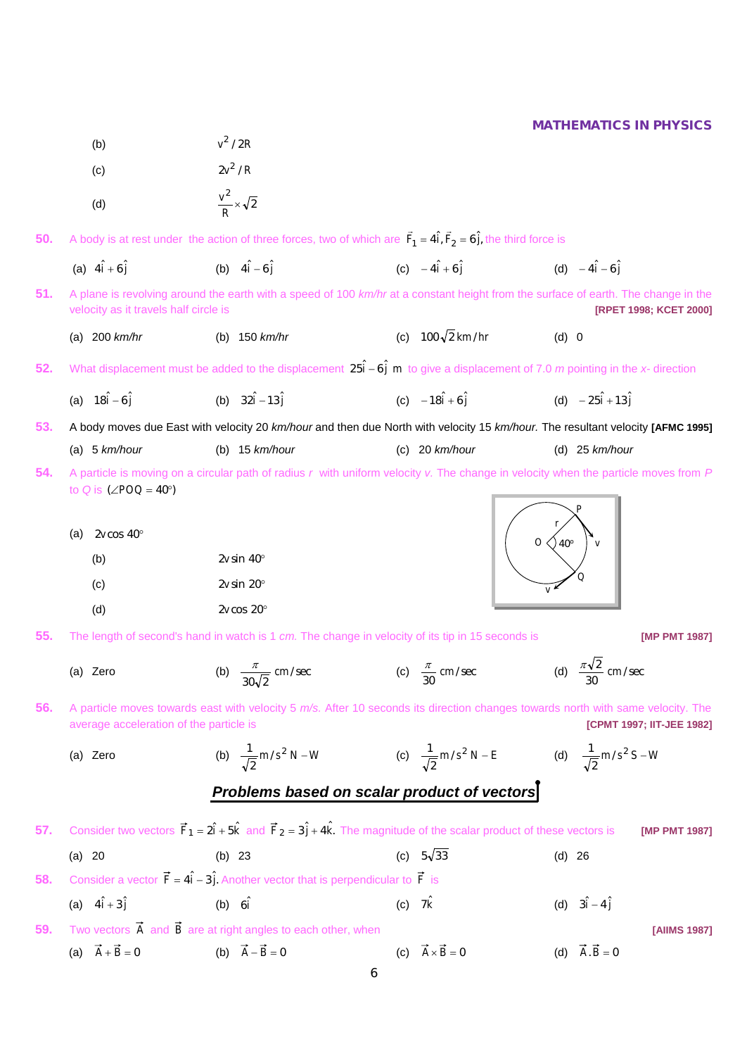(b) $v^2/2R$

(c) $2v^2/R$

(d) $\frac{v^2}{R}\times\sqrt{2}$

**50.** A body is at rest under the action of three forces, two of which are $\vec{F}_1 = 4\hat{i}, \vec{F}_2 = 6\hat{j}$, the third force is

(a) $4\hat{i}+6\hat{j}$  (b) $4\hat{i}-6\hat{j}$  (c) $-4\hat{i}+6\hat{j}$  (d) $-4\hat{i}-6\hat{j}$

**51.** A plane is revolving around the earth with a speed of 100 *km/hr* at a constant height from the surface of earth. The change in the velocity as it travels half circle is **[RPET 1998; KCET 2000]**

(a) 200 *km/hr*  (b) 150 *km/hr*  (c) $100\sqrt{2}\,km/hr$  (d) 0

**52.** What displacement must be added to the displacement $25\hat{i}-6\hat{j}$ m to give a displacement of 7.0 *m* pointing in the *x*- direction

(a) $18\hat{i}-6\hat{j}$  (b) $32\hat{i}-13\hat{j}$  (c) $-18\hat{i}+6\hat{j}$  (d) $-25\hat{i}+13\hat{j}$

**53.** A body moves due East with velocity 20 *km/hour* and then due North with velocity 15 *km/hour.* The resultant velocity **[AFMC 1995]**

(a) 5 *km/hour*  (b) 15 *km/hour*  (c) 20 *km/hour*  (d) 25 *km/hour*

**54.** A particle is moving on a circular path of radius *r* with uniform velocity *v*. The change in velocity when the particle moves from *P* to *Q* is $(\angle POQ = 40^\circ)$

(a) $2v\cos 40^\circ$

(b) $2v\sin 40^\circ$

(c) $2v\sin 20^\circ$

(d) $2v\cos 20^\circ$

**55.** The length of second's hand in watch is 1 *cm.* The change in velocity of its tip in 15 seconds is **[MP PMT 1987]**

(a) Zero  (b) $\frac{\pi}{30\sqrt{2}}\,cm/sec$  (c) $\frac{\pi}{30}\,cm/sec$  (d) $\frac{\pi\sqrt{2}}{30}\,cm/sec$

**56.** A particle moves towards east with velocity 5 *m/s.* After 10 seconds its direction changes towards north with same velocity. The average acceleration of the particle is **[CPMT 1997; IIT-JEE 1982]**

(a) Zero  (b) $\frac{1}{\sqrt{2}}m/s^2$ N – W  (c) $\frac{1}{\sqrt{2}}m/s^2$ N – E  (d) $\frac{1}{\sqrt{2}}m/s^2$ S – W

## *Problems based on scalar product of vectors*

**57.** Consider two vectors $\vec{F}_1 = 2\hat{i}+5\hat{k}$ and $\vec{F}_2 = 3\hat{j}+4\hat{k}$. The magnitude of the scalar product of these vectors is **[MP PMT 1987]**

(a) 20  (b) 23  (c) $5\sqrt{33}$  (d) 26

**58.** Consider a vector $\vec{F} = 4\hat{i}-3\hat{j}$. Another vector that is perpendicular to $\vec{F}$ is

(a) $4\hat{i}+3\hat{j}$  (b) $6\hat{i}$  (c) $7\hat{k}$  (d) $3\hat{i}-4\hat{j}$

**59.** Two vectors $\vec{A}$ and $\vec{B}$ are at right angles to each other, when **[AIIMS 1987]**

(a) $\vec{A}+\vec{B}=0$  (b) $\vec{A}-\vec{B}=0$  (c) $\vec{A}\times\vec{B}=0$  (d) $\vec{A}.\vec{B}=0$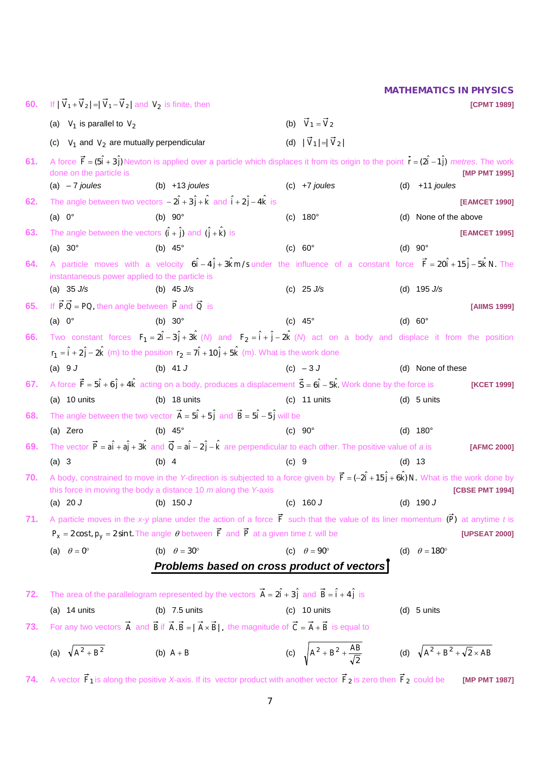60. If $|\vec{V}_1 + \vec{V}_2| = |\vec{V}_1 - \vec{V}_2|$ and $V_2$ is finite, then **[CPMT 1989]**

(a) $V_1$ is parallel to $V_2$ (b) $\vec{V}_1 = \vec{V}_2$

(c) $V_1$ and $V_2$ are mutually perpendicular (d) $|\vec{V}_1| = |\vec{V}_2|$

61. A force $\vec{F} = (5\hat{i} + 3\hat{j})$ Newton is applied over a particle which displaces it from its origin to the point $\vec{r} = (2\hat{i} - 1\hat{j})$ *metres*. The work done on the particle is **[MP PMT 1995]**

(a) – 7 *joules* (b) +13 *joules* (c) +7 *joules* (d) +11 *joules*

62. The angle between two vectors $-2\hat{i} + 3\hat{j} + \hat{k}$ and $\hat{i} + 2\hat{j} - 4\hat{k}$ is **[EAMCET 1990]**

(a) 0° (b) 90° (c) 180° (d) None of the above

63. The angle between the vectors $(\hat{i} + \hat{j})$ and $(\hat{j} + \hat{k})$ is **[EAMCET 1995]**

(a) 30° (b) 45° (c) 60° (d) 90°

64. A particle moves with a velocity $6\hat{i} - 4\hat{j} + 3\hat{k}\ m/s$ under the influence of a constant force $\vec{F} = 20\hat{i} + 15\hat{j} - 5\hat{k}\ N$. The instantaneous power applied to the particle is

(a) 35 *J/s* (b) 45 *J/s* (c) 25 *J/s* (d) 195 *J/s*

65. If $\vec{P}.\vec{Q} = PQ$, then angle between $\vec{P}$ and $\vec{Q}$ is **[AIIMS 1999]**

(a) 0° (b) 30° (c) 45° (d) 60°

66. Two constant forces $F_1 = 2\hat{i} - 3\hat{j} + 3\hat{k}$ (*N*) and $F_2 = \hat{i} + \hat{j} - 2\hat{k}$ (*N*) act on a body and displace it from the position $r_1 = \hat{i} + 2\hat{j} - 2\hat{k}$ (m) to the position $r_2 = 7\hat{i} + 10\hat{j} + 5\hat{k}$ (m). What is the work done

(a) 9 *J* (b) 41 *J* (c) – 3 *J* (d) None of these

67. A force $\vec{F} = 5\hat{i} + 6\hat{j} + 4\hat{k}$ acting on a body, produces a displacement $\vec{S} = 6\hat{i} - 5\hat{k}$. Work done by the force is **[KCET 1999]**

(a) 10 units (b) 18 units (c) 11 units (d) 5 units

68. The angle between the two vector $\vec{A} = 5\hat{i} + 5\hat{j}$ and $\vec{B} = 5\hat{i} - 5\hat{j}$ will be

(a) Zero (b) 45° (c) 90° (d) 180°

69. The vector $\vec{P} = a\hat{i} + a\hat{j} + 3\hat{k}$ and $\vec{Q} = a\hat{i} - 2\hat{j} - \hat{k}$ are perpendicular to each other. The positive value of *a* is **[AFMC 2000]**

(a) 3 (b) 4 (c) 9 (d) 13

70. A body, constrained to move in the *Y*-direction is subjected to a force given by $\vec{F} = (-2\hat{i} + 15\hat{j} + 6\hat{k})\,N$. What is the work done by this force in moving the body a distance 10 *m* along the *Y*-axis **[CBSE PMT 1994]**

(a) 20 *J* (b) 150 *J* (c) 160 *J* (d) 190 *J*

71. A particle moves in the *x-y* plane under the action of a force $\vec{F}$ such that the value of its liner momentum $(\vec{P})$ at anytime *t* is $P_x = 2\cos t, p_y = 2\sin t$. The angle $\theta$ between $\vec{F}$ and $\vec{P}$ at a given time *t*. will be **[UPSEAT 2000]**

(a) $\theta = 0°$ (b) $\theta = 30°$ (c) $\theta = 90°$ (d) $\theta = 180°$

## Problems based on cross product of vectors

72. The area of the parallelogram represented by the vectors $\vec{A} = 2\hat{i} + 3\hat{j}$ and $\vec{B} = \hat{i} + 4\hat{j}$ is

(a) 14 units (b) 7.5 units (c) 10 units (d) 5 units

73. For any two vectors $\vec{A}$ and $\vec{B}$ if $\vec{A}.\vec{B} = |\vec{A} \times \vec{B}|$, the magnitude of $\vec{C} = \vec{A} + \vec{B}$ is equal to

(a) $\sqrt{A^2 + B^2}$ (b) $A + B$ (c) $\sqrt{A^2 + B^2 + \frac{AB}{\sqrt{2}}}$ (d) $\sqrt{A^2 + B^2 + \sqrt{2} \times AB}$

74. A vector $\vec{F}_1$ is along the positive *X*-axis. If its vector product with another vector $\vec{F}_2$ is zero then $\vec{F}_2$ could be **[MP PMT 1987]**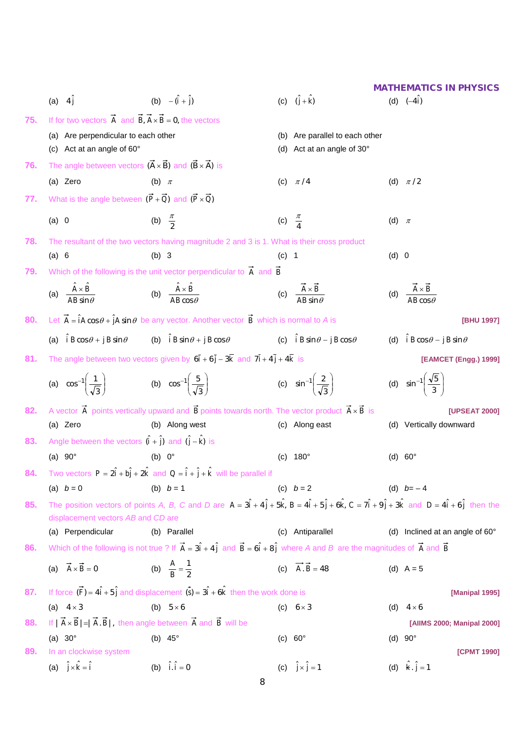(a) $4\hat{j}$ (b) $-(\hat{i}+\hat{j})$ (c) $(\hat{j}+\hat{k})$ (d) $(-4\hat{i})$

**75.** If for two vectors $\vec{A}$ and $\vec{B}$, $\vec{A}\times\vec{B}=0$, the vectors

(a) Are perpendicular to each other
(b) Are parallel to each other
(c) Act at an angle of 60°
(d) Act at an angle of 30°

**76.** The angle between vectors $(\vec{A}\times\vec{B})$ and $(\vec{B}\times\vec{A})$ is

(a) Zero (b) $\pi$ (c) $\pi/4$ (d) $\pi/2$

**77.** What is the angle between $(\vec{P}+\vec{Q})$ and $(\vec{P}\times\vec{Q})$

(a) 0 (b) $\frac{\pi}{2}$ (c) $\frac{\pi}{4}$ (d) $\pi$

**78.** The resultant of the two vectors having magnitude 2 and 3 is 1. What is their cross product

(a) 6 (b) 3 (c) 1 (d) 0

**79.** Which of the following is the unit vector perpendicular to $\vec{A}$ and $\vec{B}$

(a) $\frac{\hat{A}\times\hat{B}}{AB\sin\theta}$ (b) $\frac{\hat{A}\times\hat{B}}{AB\cos\theta}$ (c) $\frac{\vec{A}\times\vec{B}}{AB\sin\theta}$ (d) $\frac{\vec{A}\times\vec{B}}{AB\cos\theta}$

**80.** Let $\vec{A}=\hat{i}A\cos\theta+\hat{j}A\sin\theta$ be any vector. Another vector $\vec{B}$ which is normal to $A$ is **[BHU 1997]**

(a) $\hat{i}B\cos\theta+\hat{j}B\sin\theta$ (b) $\hat{i}B\sin\theta+\hat{j}B\cos\theta$ (c) $\hat{i}B\sin\theta-\hat{j}B\cos\theta$ (d) $\hat{i}B\cos\theta-\hat{j}B\sin\theta$

**81.** The angle between two vectors given by $6\bar{i}+6\bar{j}-3\bar{k}$ and $7\bar{i}+4\bar{j}+4\bar{k}$ is **[EAMCET (Engg.) 1999]**

(a) $\cos^{-1}\left(\frac{1}{\sqrt{3}}\right)$ (b) $\cos^{-1}\left(\frac{5}{\sqrt{3}}\right)$ (c) $\sin^{-1}\left(\frac{2}{\sqrt{3}}\right)$ (d) $\sin^{-1}\left(\frac{\sqrt{5}}{3}\right)$

**82.** A vector $\vec{A}$ points vertically upward and $\vec{B}$ points towards north. The vector product $\vec{A}\times\vec{B}$ is **[UPSEAT 2000]**

(a) Zero (b) Along west (c) Along east (d) Vertically downward

**83.** Angle between the vectors $(\hat{i}+\hat{j})$ and $(\hat{j}-\hat{k})$ is

(a) 90° (b) 0° (c) 180° (d) 60°

**84.** Two vectors $P=2\hat{i}+b\hat{j}+2\hat{k}$ and $Q=\hat{i}+\hat{j}+\hat{k}$ will be parallel if

(a) $b=0$ (b) $b=1$ (c) $b=2$ (d) $b=-4$

**85.** The position vectors of points *A, B, C* and *D* are $A=3\hat{i}+4\hat{j}+5\hat{k}$, $B=4\hat{i}+5\hat{j}+6\hat{k}$, $C=7\hat{i}+9\hat{j}+3\hat{k}$ and $D=4\hat{i}+6\hat{j}$ then the displacement vectors *AB* and *CD* are

(a) Perpendicular (b) Parallel (c) Antiparallel (d) Inclined at an angle of 60°

**86.** Which of the following is not true ? If $\vec{A}=3\hat{i}+4\hat{j}$ and $\vec{B}=6\hat{i}+8\hat{j}$ where *A* and *B* are the magnitudes of $\vec{A}$ and $\vec{B}$

(a) $\vec{A}\times\vec{B}=0$ (b) $\frac{A}{B}=\frac{1}{2}$ (c) $\vec{A}.\vec{B}=48$ (d) $A=5$

**87.** If force $(\vec{F})=4\hat{i}+5\hat{j}$ and displacement $(\vec{s})=3\hat{i}+6\hat{k}$ then the work done is **[Manipal 1995]**

(a) $4\times3$ (b) $5\times6$ (c) $6\times3$ (d) $4\times6$

**88.** If $|\vec{A}\times\vec{B}|=|\vec{A}.\vec{B}|$, then angle between $\vec{A}$ and $\vec{B}$ will be **[AIIMS 2000; Manipal 2000]**

(a) 30° (b) 45° (c) 60° (d) 90°

**89.** In an clockwise system **[CPMT 1990]**

(a) $\hat{j}\times\hat{k}=\hat{i}$ (b) $\hat{i}.\hat{i}=0$ (c) $\hat{j}\times\hat{j}=1$ (d) $\hat{k}.\hat{j}=1$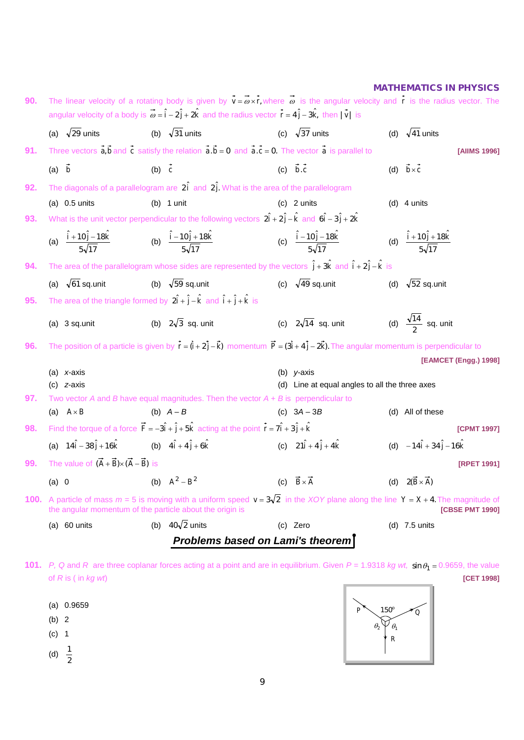**90.** The linear velocity of a rotating body is given by $\vec{v} = \vec{\omega} \times \vec{r}$, where $\vec{\omega}$ is the angular velocity and $\vec{r}$ is the radius vector. The angular velocity of a body is $\vec{\omega} = \hat{i} - 2\hat{j} + 2\hat{k}$ and the radius vector $\vec{r} = 4\hat{j} - 3\hat{k}$, then $|\vec{v}|$ is

(a) $\sqrt{29}$ units (b) $\sqrt{31}$ units (c) $\sqrt{37}$ units (d) $\sqrt{41}$ units

**91.** Three vectors $\vec{a}, \vec{b}$ and $\vec{c}$ satisfy the relation $\vec{a}.\vec{b} = 0$ and $\vec{a}.\vec{c} = 0$. The vector $\vec{a}$ is parallel to **[AIIMS 1996]**

(a) $\vec{b}$ (b) $\vec{c}$ (c) $\vec{b}.\vec{c}$ (d) $\vec{b} \times \vec{c}$

**92.** The diagonals of a parallelogram are $2\hat{i}$ and $2\hat{j}$. What is the area of the parallelogram

(a) 0.5 units (b) 1 unit (c) 2 units (d) 4 units

**93.** What is the unit vector perpendicular to the following vectors $2\hat{i} + 2\hat{j} - \hat{k}$ and $6\hat{i} - 3\hat{j} + 2\hat{k}$

(a) $\frac{\hat{i} + 10\hat{j} - 18\hat{k}}{5\sqrt{17}}$ (b) $\frac{\hat{i} - 10\hat{j} + 18\hat{k}}{5\sqrt{17}}$ (c) $\frac{\hat{i} - 10\hat{j} - 18\hat{k}}{5\sqrt{17}}$ (d) $\frac{\hat{i} + 10\hat{j} + 18\hat{k}}{5\sqrt{17}}$

**94.** The area of the parallelogram whose sides are represented by the vectors $\hat{j} + 3\hat{k}$ and $\hat{i} + 2\hat{j} - \hat{k}$ is

(a) $\sqrt{61}$ sq.unit (b) $\sqrt{59}$ sq.unit (c) $\sqrt{49}$ sq.unit (d) $\sqrt{52}$ sq.unit

**95.** The area of the triangle formed by $2\hat{i} + \hat{j} - \hat{k}$ and $\hat{i} + \hat{j} + \hat{k}$ is

(a) 3 sq.unit (b) $2\sqrt{3}$ sq. unit (c) $2\sqrt{14}$ sq. unit (d) $\frac{\sqrt{14}}{2}$ sq. unit

**96.** The position of a particle is given by $\vec{r} = (\hat{i} + 2\hat{j} - \hat{k})$ momentum $\vec{P} = (3\hat{i} + 4\hat{j} - 2\hat{k})$. The angular momentum is perpendicular to **[EAMCET (Engg.) 1998]**

(a) *x*-axis
(b) *y*-axis
(c) *z*-axis
(d) Line at equal angles to all the three axes

**97.** Two vector *A* and *B* have equal magnitudes. Then the vector *A* + *B* is perpendicular to

(a) $A \times B$ (b) $A - B$ (c) $3A - 3B$ (d) All of these

**98.** Find the torque of a force $\vec{F} = -3\hat{i} + \hat{j} + 5\hat{k}$ acting at the point $\vec{r} = 7\hat{i} + 3\hat{j} + \hat{k}$ **[CPMT 1997]**

(a) $14\hat{i} - 38\hat{j} + 16\hat{k}$ (b) $4\hat{i} + 4\hat{j} + 6\hat{k}$ (c) $21\hat{i} + 4\hat{j} + 4\hat{k}$ (d) $-14\hat{i} + 34\hat{j} - 16\hat{k}$

**99.** The value of $(\vec{A} + \vec{B}) \times (\vec{A} - \vec{B})$ is **[RPET 1991]**

(a) 0 (b) $A^2 - B^2$ (c) $\vec{B} \times \vec{A}$ (d) $2(\vec{B} \times \vec{A})$

**100.** A particle of mass *m* = 5 is moving with a uniform speed $v = 3\sqrt{2}$ in the *XOY* plane along the line $Y = X + 4$. The magnitude of the angular momentum of the particle about the origin is **[CBSE PMT 1990]**

(a) 60 units (b) $40\sqrt{2}$ units (c) Zero (d) 7.5 units

## Problems based on Lami's theorem

**101.** *P, Q* and *R* are three coplanar forces acting at a point and are in equilibrium. Given *P* = 1.9318 *kg wt*, $\sin\theta_1 = 0.9659$, the value of *R* is ( in *kg wt*) **[CET 1998]**

(a) 0.9659
(b) 2
(c) 1
(d) $\frac{1}{2}$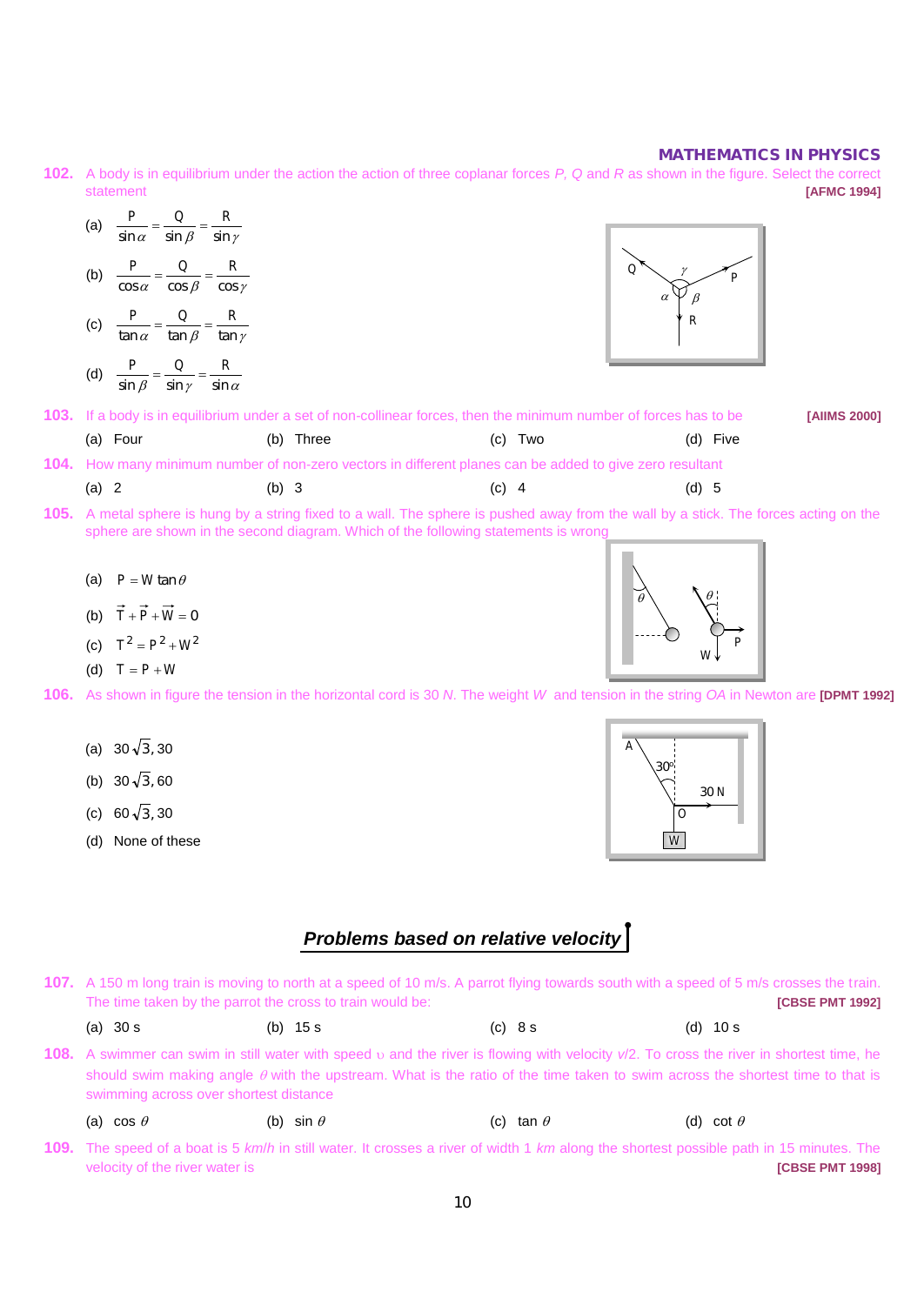**102.** A body is in equilibrium under the action the action of three coplanar forces $P$, $Q$ and $R$ as shown in the figure. Select the correct statement **[AFMC 1994]**

(a) $\dfrac{P}{\sin\alpha} = \dfrac{Q}{\sin\beta} = \dfrac{R}{\sin\gamma}$

(b) $\dfrac{P}{\cos\alpha} = \dfrac{Q}{\cos\beta} = \dfrac{R}{\cos\gamma}$

(c) $\dfrac{P}{\tan\alpha} = \dfrac{Q}{\tan\beta} = \dfrac{R}{\tan\gamma}$

(d) $\dfrac{P}{\sin\beta} = \dfrac{Q}{\sin\gamma} = \dfrac{R}{\sin\alpha}$

**103.** If a body is in equilibrium under a set of non-collinear forces, then the minimum number of forces has to be **[AIIMS 2000]**

(a) Four (b) Three (c) Two (d) Five

**104.** How many minimum number of non-zero vectors in different planes can be added to give zero resultant

(a) 2 (b) 3 (c) 4 (d) 5

**105.** A metal sphere is hung by a string fixed to a wall. The sphere is pushed away from the wall by a stick. The forces acting on the sphere are shown in the second diagram. Which of the following statements is wrong

(a) $P = W\tan\theta$

(b) $\vec{T} + \vec{P} + \vec{W} = 0$

(c) $T^2 = P^2 + W^2$

(d) $T = P + W$

**106.** As shown in figure the tension in the horizontal cord is 30 $N$. The weight $W$ and tension in the string $OA$ in Newton are **[DPMT 1992]**

(a) $30\sqrt{3}, 30$

(b) $30\sqrt{3}, 60$

(c) $60\sqrt{3}, 30$

(d) None of these

## *Problems based on relative velocity*

**107.** A 150 m long train is moving to north at a speed of 10 m/s. A parrot flying towards south with a speed of 5 m/s crosses the train. The time taken by the parrot the cross to train would be: **[CBSE PMT 1992]**

(a) 30 s (b) 15 s (c) 8 s (d) 10 s

**108.** A swimmer can swim in still water with speed $\upsilon$ and the river is flowing with velocity $v/2$. To cross the river in shortest time, he should swim making angle $\theta$ with the upstream. What is the ratio of the time taken to swim across the shortest time to that is swimming across over shortest distance

(a) $\cos\theta$ (b) $\sin\theta$ (c) $\tan\theta$ (d) $\cot\theta$

**109.** The speed of a boat is 5 $km/h$ in still water. It crosses a river of width 1 $km$ along the shortest possible path in 15 minutes. The velocity of the river water is **[CBSE PMT 1998]**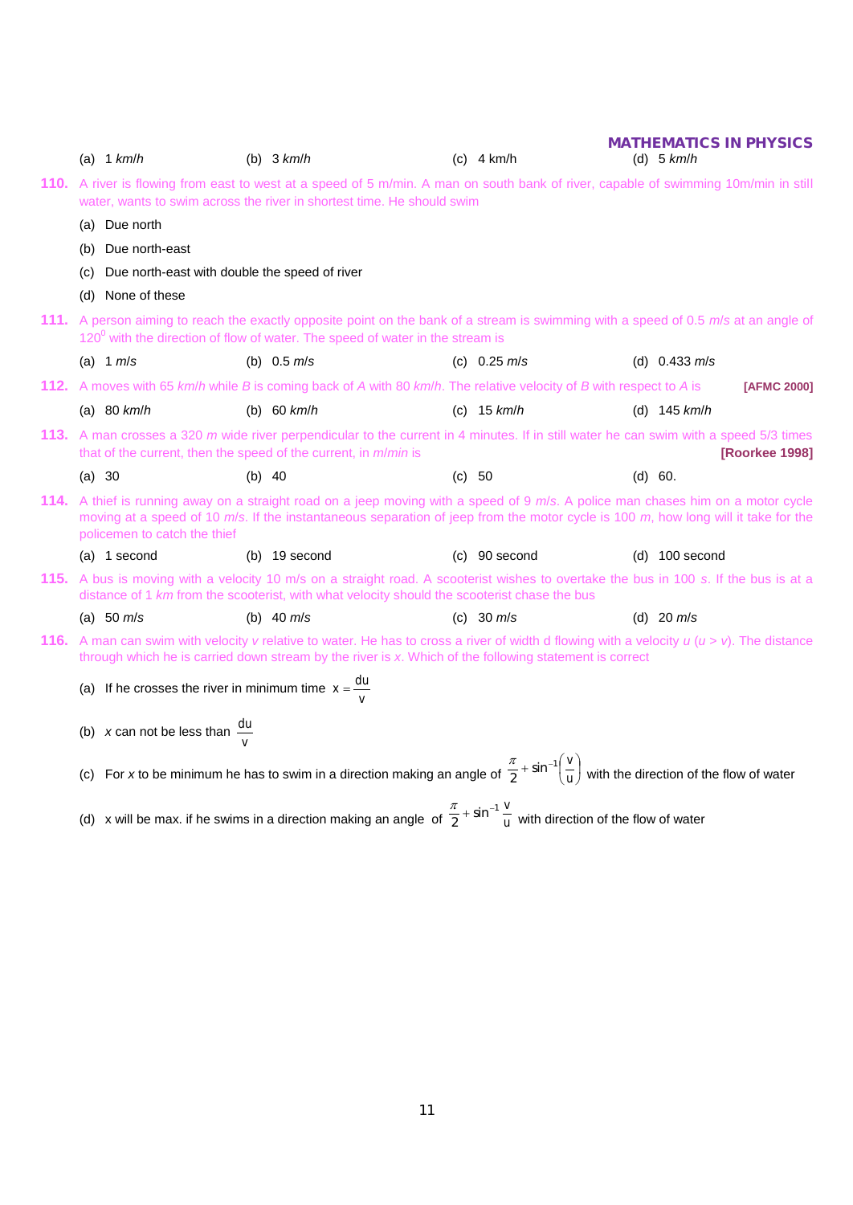(a) 1 *km*/*h* (b) 3 *km*/*h* (c) 4 km/h (d) 5 *km*/*h*

**110.** A river is flowing from east to west at a speed of 5 m/min. A man on south bank of river, capable of swimming 10m/min in still water, wants to swim across the river in shortest time. He should swim

(a) Due north

(b) Due north-east

(c) Due north-east with double the speed of river

(d) None of these

**111.** A person aiming to reach the exactly opposite point on the bank of a stream is swimming with a speed of 0.5 *m*/*s* at an angle of $120^0$ with the direction of flow of water. The speed of water in the stream is

(a) 1 *m*/*s* (b) 0.5 *m*/*s* (c) 0.25 *m*/*s* (d) 0.433 *m*/*s*

**112.** A moves with 65 *km*/*h* while *B* is coming back of *A* with 80 *km*/*h*. The relative velocity of *B* with respect to *A* is **[AFMC 2000]**

(a) 80 *km*/*h* (b) 60 *km*/*h* (c) 15 *km*/*h* (d) 145 *km*/*h*

**113.** A man crosses a 320 *m* wide river perpendicular to the current in 4 minutes. If in still water he can swim with a speed 5/3 times that of the current, then the speed of the current, in *m*/*min* is **[Roorkee 1998]**

(a) 30 (b) 40 (c) 50 (d) 60.

**114.** A thief is running away on a straight road on a jeep moving with a speed of 9 *m*/*s*. A police man chases him on a motor cycle moving at a speed of 10 *m*/*s*. If the instantaneous separation of jeep from the motor cycle is 100 *m*, how long will it take for the policemen to catch the thief

(a) 1 second (b) 19 second (c) 90 second (d) 100 second

**115.** A bus is moving with a velocity 10 m/s on a straight road. A scooterist wishes to overtake the bus in 100 *s*. If the bus is at a distance of 1 *km* from the scooterist, with what velocity should the scooterist chase the bus

(a) 50 *m*/*s* (b) 40 *m*/*s* (c) 30 *m*/*s* (d) 20 *m*/*s*

**116.** A man can swim with velocity *v* relative to water. He has to cross a river of width d flowing with a velocity *u* ($u > v$). The distance through which he is carried down stream by the river is *x*. Which of the following statement is correct

(a) If he crosses the river in minimum time $x = \frac{du}{v}$

(b) *x* can not be less than $\frac{du}{v}$

(c) For *x* to be minimum he has to swim in a direction making an angle of $\frac{\pi}{2} + \sin^{-1}\left(\frac{v}{u}\right)$ with the direction of the flow of water

(d) x will be max. if he swims in a direction making an angle of $\frac{\pi}{2} + \sin^{-1}\frac{v}{u}$ with direction of the flow of water